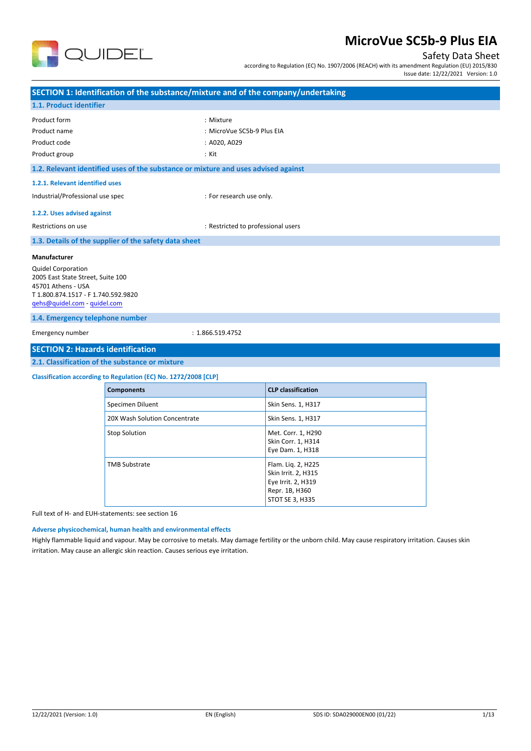# MicroVue SC5b-9 Plus EIA

## Safety Data Sheet

according to Regulation (EC) No. 1907/2006 (REACH) with its amendment Regulation (EU) 2015/830

Issue date: 12/22/2021 Version: 1.0

## SECTION 1: Identification of the substance/mixture and of the company/undertaking

### 1.1. Product identifier

| | |
|---|---|
| Product form | : Mixture |
| Product name | : MicroVue SC5b-9 Plus EIA |
| Product code | : A020, A029 |
| Product group | : Kit |

### 1.2. Relevant identified uses of the substance or mixture and uses advised against

#### 1.2.1. Relevant identified uses

Industrial/Professional use spec : For research use only.

#### 1.2.2. Uses advised against

Restrictions on use : Restricted to professional users

### 1.3. Details of the supplier of the safety data sheet

**Manufacturer**

Quidel Corporation
2005 East State Street, Suite 100
45701 Athens - USA
T 1.800.874.1517 - F 1.740.592.9820
qehs@quidel.com - quidel.com

### 1.4. Emergency telephone number

Emergency number : 1.866.519.4752

## SECTION 2: Hazards identification

### 2.1. Classification of the substance or mixture

**Classification according to Regulation (EC) No. 1272/2008 [CLP]**

| Components | CLP classification |
|---|---|
| Specimen Diluent | Skin Sens. 1, H317 |
| 20X Wash Solution Concentrate | Skin Sens. 1, H317 |
| Stop Solution | Met. Corr. 1, H290<br>Skin Corr. 1, H314<br>Eye Dam. 1, H318 |
| TMB Substrate | Flam. Liq. 2, H225<br>Skin Irrit. 2, H315<br>Eye Irrit. 2, H319<br>Repr. 1B, H360<br>STOT SE 3, H335 |

Full text of H- and EUH-statements: see section 16

**Adverse physicochemical, human health and environmental effects**

Highly flammable liquid and vapour. May be corrosive to metals. May damage fertility or the unborn child. May cause respiratory irritation. Causes skin irritation. May cause an allergic skin reaction. Causes serious eye irritation.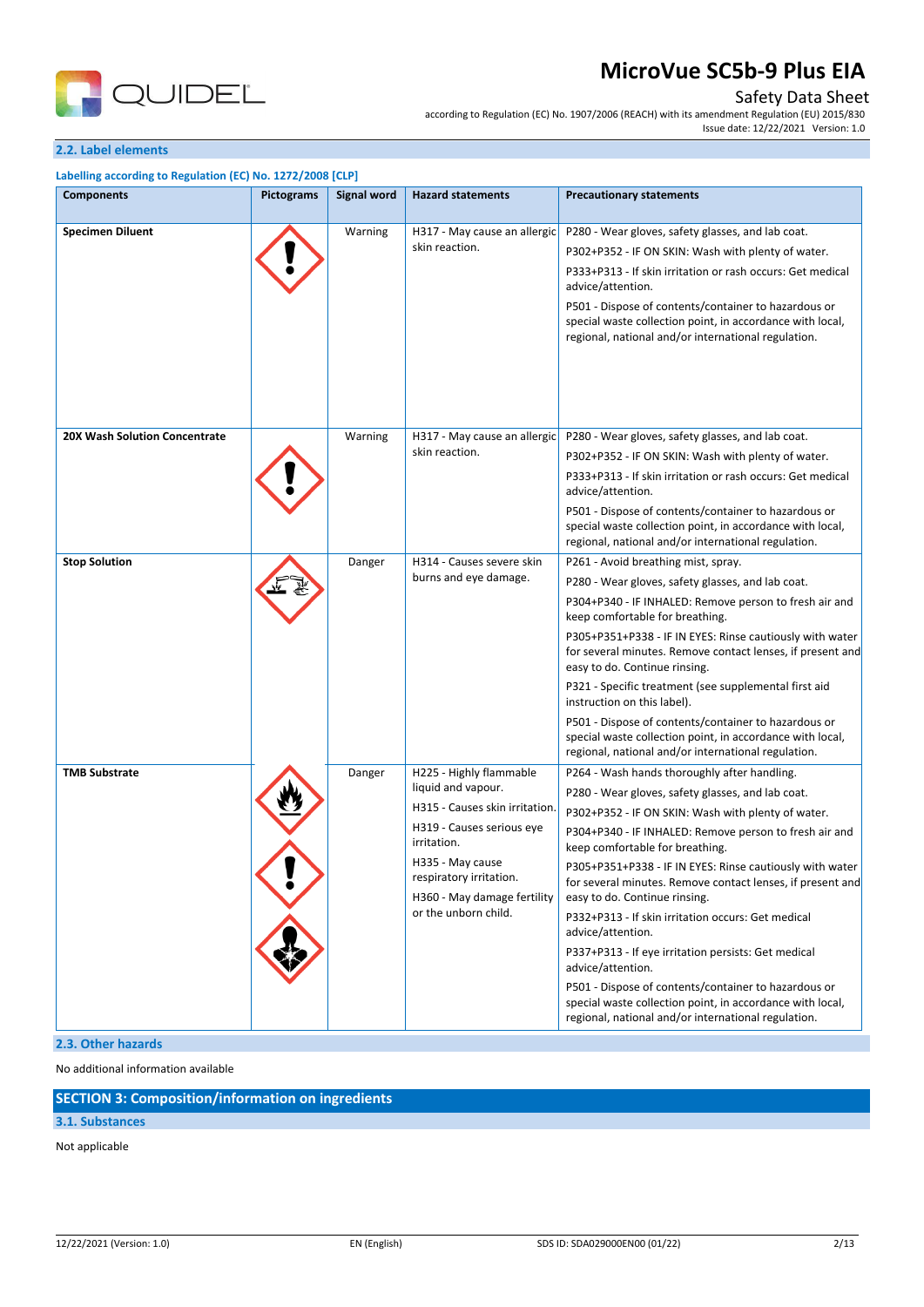### 2.2. Label elements

**Labelling according to Regulation (EC) No. 1272/2008 [CLP]**

| Components | Pictograms | Signal word | Hazard statements | Precautionary statements |
|---|---|---|---|---|
| **Specimen Diluent** | | Warning | H317 - May cause an allergic skin reaction. | P280 - Wear gloves, safety glasses, and lab coat.<br>P302+P352 - IF ON SKIN: Wash with plenty of water.<br>P333+P313 - If skin irritation or rash occurs: Get medical advice/attention.<br>P501 - Dispose of contents/container to hazardous or special waste collection point, in accordance with local, regional, national and/or international regulation. |
| **20X Wash Solution Concentrate** | | Warning | H317 - May cause an allergic skin reaction. | P280 - Wear gloves, safety glasses, and lab coat.<br>P302+P352 - IF ON SKIN: Wash with plenty of water.<br>P333+P313 - If skin irritation or rash occurs: Get medical advice/attention.<br>P501 - Dispose of contents/container to hazardous or special waste collection point, in accordance with local, regional, national and/or international regulation. |
| **Stop Solution** | | Danger | H314 - Causes severe skin burns and eye damage. | P261 - Avoid breathing mist, spray.<br>P280 - Wear gloves, safety glasses, and lab coat.<br>P304+P340 - IF INHALED: Remove person to fresh air and keep comfortable for breathing.<br>P305+P351+P338 - IF IN EYES: Rinse cautiously with water for several minutes. Remove contact lenses, if present and easy to do. Continue rinsing.<br>P321 - Specific treatment (see supplemental first aid instruction on this label).<br>P501 - Dispose of contents/container to hazardous or special waste collection point, in accordance with local, regional, national and/or international regulation. |
| **TMB Substrate** | | Danger | H225 - Highly flammable liquid and vapour.<br>H315 - Causes skin irritation.<br>H319 - Causes serious eye irritation.<br>H335 - May cause respiratory irritation.<br>H360 - May damage fertility or the unborn child. | P264 - Wash hands thoroughly after handling.<br>P280 - Wear gloves, safety glasses, and lab coat.<br>P302+P352 - IF ON SKIN: Wash with plenty of water.<br>P304+P340 - IF INHALED: Remove person to fresh air and keep comfortable for breathing.<br>P305+P351+P338 - IF IN EYES: Rinse cautiously with water for several minutes. Remove contact lenses, if present and easy to do. Continue rinsing.<br>P332+P313 - If skin irritation occurs: Get medical advice/attention.<br>P337+P313 - If eye irritation persists: Get medical advice/attention.<br>P501 - Dispose of contents/container to hazardous or special waste collection point, in accordance with local, regional, national and/or international regulation. |

### 2.3. Other hazards

No additional information available

## SECTION 3: Composition/information on ingredients

### 3.1. Substances

Not applicable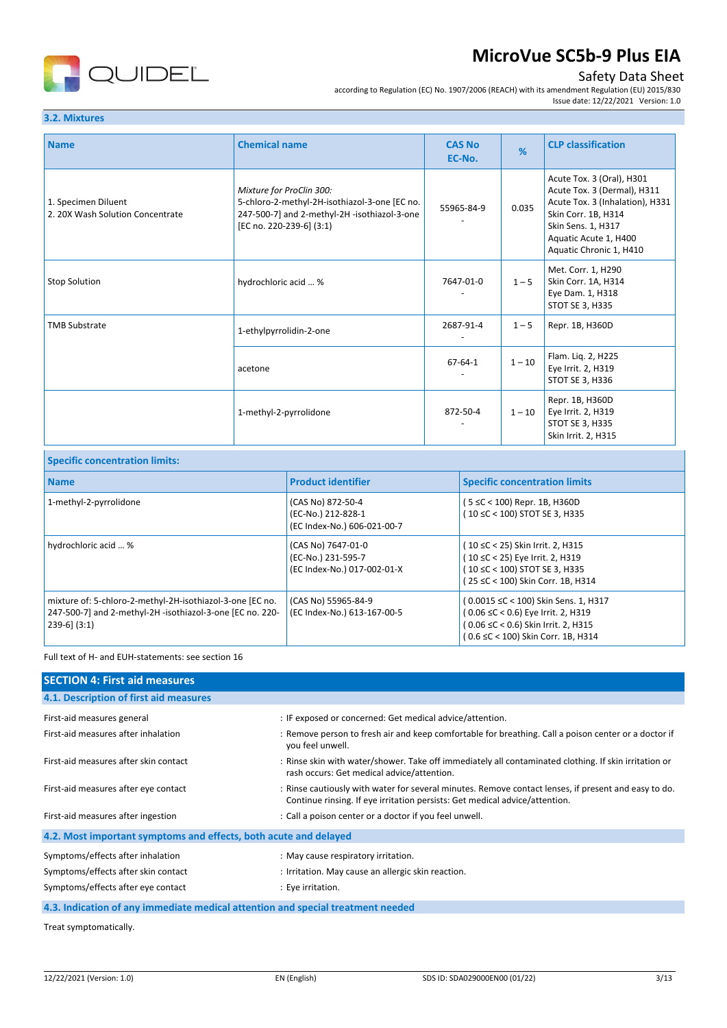### 3.2. Mixtures

| Name | Chemical name | CAS No<br>EC-No. | % | CLP classification |
|---|---|---|---|---|
| 1. Specimen Diluent<br>2. 20X Wash Solution Concentrate | *Mixture for ProClin 300:*<br>5-chloro-2-methyl-2H-isothiazol-3-one [EC no. 247-500-7] and 2-methyl-2H -isothiazol-3-one [EC no. 220-239-6] (3:1) | 55965-84-9<br>- | 0.035 | Acute Tox. 3 (Oral), H301<br>Acute Tox. 3 (Dermal), H311<br>Acute Tox. 3 (Inhalation), H331<br>Skin Corr. 1B, H314<br>Skin Sens. 1, H317<br>Aquatic Acute 1, H400<br>Aquatic Chronic 1, H410 |
| Stop Solution | hydrochloric acid … % | 7647-01-0<br>- | 1 – 5 | Met. Corr. 1, H290<br>Skin Corr. 1A, H314<br>Eye Dam. 1, H318<br>STOT SE 3, H335 |
| TMB Substrate | 1-ethylpyrrolidin-2-one | 2687-91-4<br>- | 1 – 5 | Repr. 1B, H360D |
| | acetone | 67-64-1<br>- | 1 – 10 | Flam. Liq. 2, H225<br>Eye Irrit. 2, H319<br>STOT SE 3, H336 |
| | 1-methyl-2-pyrrolidone | 872-50-4<br>- | 1 – 10 | Repr. 1B, H360D<br>Eye Irrit. 2, H319<br>STOT SE 3, H335<br>Skin Irrit. 2, H315 |

**Specific concentration limits:**

| Name | Product identifier | Specific concentration limits |
|---|---|---|
| 1-methyl-2-pyrrolidone | (CAS No) 872-50-4<br>(EC-No.) 212-828-1<br>(EC Index-No.) 606-021-00-7 | ( 5 ≤C < 100) Repr. 1B, H360D<br>( 10 ≤C < 100) STOT SE 3, H335 |
| hydrochloric acid … % | (CAS No) 7647-01-0<br>(EC-No.) 231-595-7<br>(EC Index-No.) 017-002-01-X | ( 10 ≤C < 25) Skin Irrit. 2, H315<br>( 10 ≤C < 25) Eye Irrit. 2, H319<br>( 10 ≤C < 100) STOT SE 3, H335<br>( 25 ≤C < 100) Skin Corr. 1B, H314 |
| mixture of: 5-chloro-2-methyl-2H-isothiazol-3-one [EC no. 247-500-7] and 2-methyl-2H -isothiazol-3-one [EC no. 220-239-6] (3:1) | (CAS No) 55965-84-9<br>(EC Index-No.) 613-167-00-5 | ( 0.0015 ≤C < 100) Skin Sens. 1, H317<br>( 0.06 ≤C < 0.6) Eye Irrit. 2, H319<br>( 0.06 ≤C < 0.6) Skin Irrit. 2, H315<br>( 0.6 ≤C < 100) Skin Corr. 1B, H314 |

Full text of H- and EUH-statements: see section 16

## SECTION 4: First aid measures

### 4.1. Description of first aid measures

First-aid measures general : IF exposed or concerned: Get medical advice/attention.

First-aid measures after inhalation : Remove person to fresh air and keep comfortable for breathing. Call a poison center or a doctor if you feel unwell.

First-aid measures after skin contact : Rinse skin with water/shower. Take off immediately all contaminated clothing. If skin irritation or rash occurs: Get medical advice/attention.

First-aid measures after eye contact : Rinse cautiously with water for several minutes. Remove contact lenses, if present and easy to do. Continue rinsing. If eye irritation persists: Get medical advice/attention.

First-aid measures after ingestion : Call a poison center or a doctor if you feel unwell.

### 4.2. Most important symptoms and effects, both acute and delayed

Symptoms/effects after inhalation : May cause respiratory irritation.

Symptoms/effects after skin contact : Irritation. May cause an allergic skin reaction.

Symptoms/effects after eye contact : Eye irritation.

### 4.3. Indication of any immediate medical attention and special treatment needed

Treat symptomatically.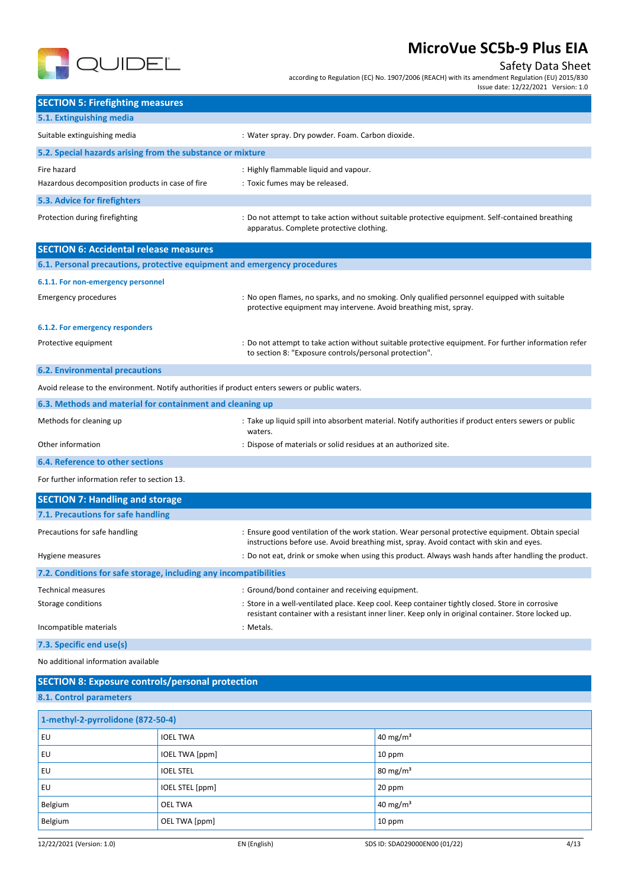## SECTION 5: Firefighting measures

### 5.1. Extinguishing media

Suitable extinguishing media : Water spray. Dry powder. Foam. Carbon dioxide.

### 5.2. Special hazards arising from the substance or mixture

Fire hazard : Highly flammable liquid and vapour.

Hazardous decomposition products in case of fire : Toxic fumes may be released.

### 5.3. Advice for firefighters

Protection during firefighting : Do not attempt to take action without suitable protective equipment. Self-contained breathing apparatus. Complete protective clothing.

## SECTION 6: Accidental release measures

### 6.1. Personal precautions, protective equipment and emergency procedures

#### 6.1.1. For non-emergency personnel

Emergency procedures : No open flames, no sparks, and no smoking. Only qualified personnel equipped with suitable protective equipment may intervene. Avoid breathing mist, spray.

#### 6.1.2. For emergency responders

Protective equipment : Do not attempt to take action without suitable protective equipment. For further information refer to section 8: "Exposure controls/personal protection".

### 6.2. Environmental precautions

Avoid release to the environment. Notify authorities if product enters sewers or public waters.

### 6.3. Methods and material for containment and cleaning up

Methods for cleaning up : Take up liquid spill into absorbent material. Notify authorities if product enters sewers or public waters.

Other information : Dispose of materials or solid residues at an authorized site.

### 6.4. Reference to other sections

For further information refer to section 13.

## SECTION 7: Handling and storage

### 7.1. Precautions for safe handling

Precautions for safe handling : Ensure good ventilation of the work station. Wear personal protective equipment. Obtain special instructions before use. Avoid breathing mist, spray. Avoid contact with skin and eyes.

Hygiene measures : Do not eat, drink or smoke when using this product. Always wash hands after handling the product.

### 7.2. Conditions for safe storage, including any incompatibilities

Technical measures : Ground/bond container and receiving equipment.

Storage conditions : Store in a well-ventilated place. Keep cool. Keep container tightly closed. Store in corrosive resistant container with a resistant inner liner. Keep only in original container. Store locked up.

Incompatible materials : Metals.

### 7.3. Specific end use(s)

No additional information available

## SECTION 8: Exposure controls/personal protection

### 8.1. Control parameters

| 1-methyl-2-pyrrolidone (872-50-4) | | |
|---|---|---|
| EU | IOEL TWA | 40 mg/m³ |
| EU | IOEL TWA [ppm] | 10 ppm |
| EU | IOEL STEL | 80 mg/m³ |
| EU | IOEL STEL [ppm] | 20 ppm |
| Belgium | OEL TWA | 40 mg/m³ |
| Belgium | OEL TWA [ppm] | 10 ppm |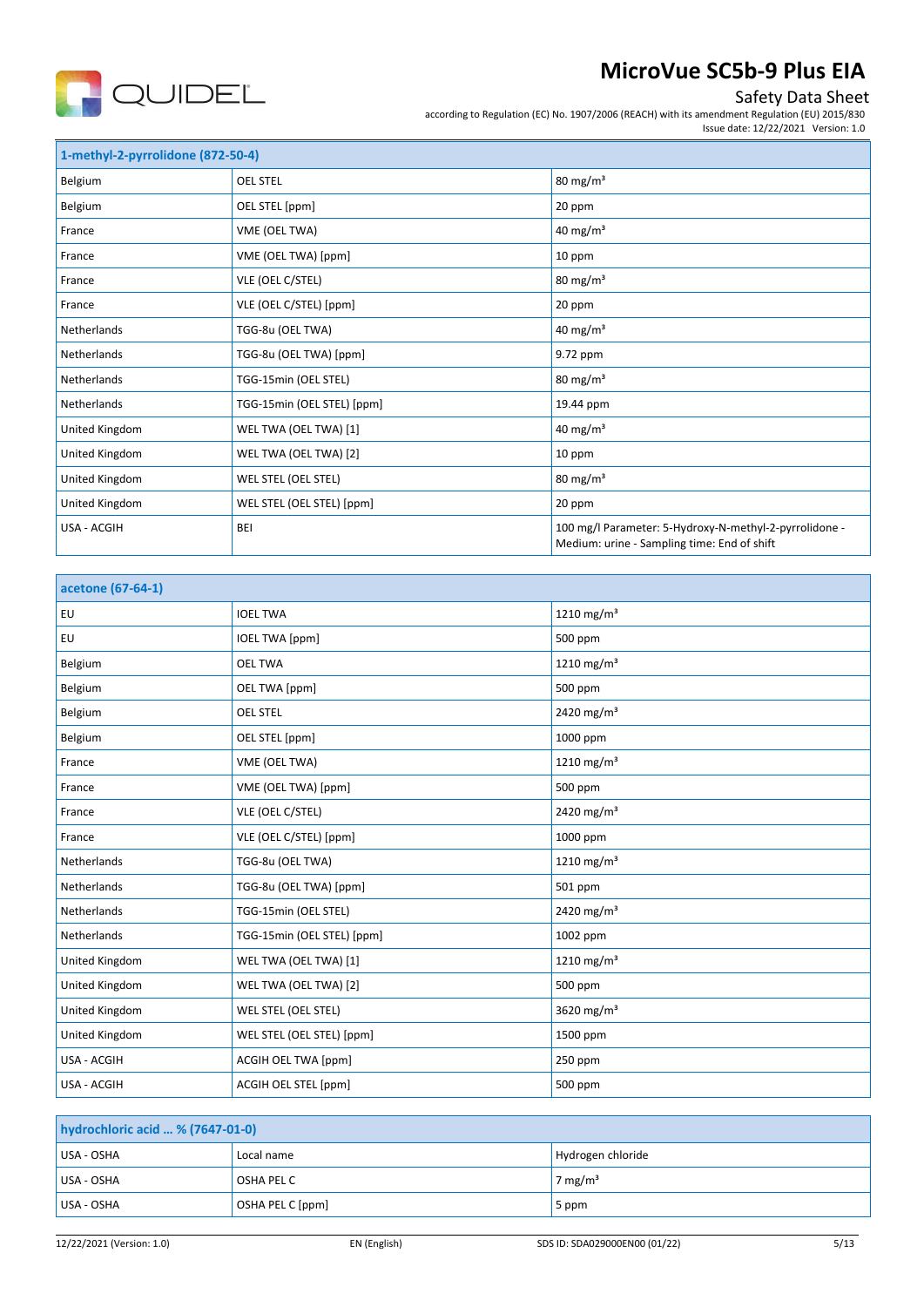| 1-methyl-2-pyrrolidone (872-50-4) | | |
|---|---|---|
| Belgium | OEL STEL | 80 mg/m³ |
| Belgium | OEL STEL [ppm] | 20 ppm |
| France | VME (OEL TWA) | 40 mg/m³ |
| France | VME (OEL TWA) [ppm] | 10 ppm |
| France | VLE (OEL C/STEL) | 80 mg/m³ |
| France | VLE (OEL C/STEL) [ppm] | 20 ppm |
| Netherlands | TGG-8u (OEL TWA) | 40 mg/m³ |
| Netherlands | TGG-8u (OEL TWA) [ppm] | 9.72 ppm |
| Netherlands | TGG-15min (OEL STEL) | 80 mg/m³ |
| Netherlands | TGG-15min (OEL STEL) [ppm] | 19.44 ppm |
| United Kingdom | WEL TWA (OEL TWA) [1] | 40 mg/m³ |
| United Kingdom | WEL TWA (OEL TWA) [2] | 10 ppm |
| United Kingdom | WEL STEL (OEL STEL) | 80 mg/m³ |
| United Kingdom | WEL STEL (OEL STEL) [ppm] | 20 ppm |
| USA - ACGIH | BEI | 100 mg/l Parameter: 5-Hydroxy-N-methyl-2-pyrrolidone - Medium: urine - Sampling time: End of shift |

| acetone (67-64-1) | | |
|---|---|---|
| EU | IOEL TWA | 1210 mg/m³ |
| EU | IOEL TWA [ppm] | 500 ppm |
| Belgium | OEL TWA | 1210 mg/m³ |
| Belgium | OEL TWA [ppm] | 500 ppm |
| Belgium | OEL STEL | 2420 mg/m³ |
| Belgium | OEL STEL [ppm] | 1000 ppm |
| France | VME (OEL TWA) | 1210 mg/m³ |
| France | VME (OEL TWA) [ppm] | 500 ppm |
| France | VLE (OEL C/STEL) | 2420 mg/m³ |
| France | VLE (OEL C/STEL) [ppm] | 1000 ppm |
| Netherlands | TGG-8u (OEL TWA) | 1210 mg/m³ |
| Netherlands | TGG-8u (OEL TWA) [ppm] | 501 ppm |
| Netherlands | TGG-15min (OEL STEL) | 2420 mg/m³ |
| Netherlands | TGG-15min (OEL STEL) [ppm] | 1002 ppm |
| United Kingdom | WEL TWA (OEL TWA) [1] | 1210 mg/m³ |
| United Kingdom | WEL TWA (OEL TWA) [2] | 500 ppm |
| United Kingdom | WEL STEL (OEL STEL) | 3620 mg/m³ |
| United Kingdom | WEL STEL (OEL STEL) [ppm] | 1500 ppm |
| USA - ACGIH | ACGIH OEL TWA [ppm] | 250 ppm |
| USA - ACGIH | ACGIH OEL STEL [ppm] | 500 ppm |

| hydrochloric acid ... % (7647-01-0) | | |
|---|---|---|
| USA - OSHA | Local name | Hydrogen chloride |
| USA - OSHA | OSHA PEL C | 7 mg/m³ |
| USA - OSHA | OSHA PEL C [ppm] | 5 ppm |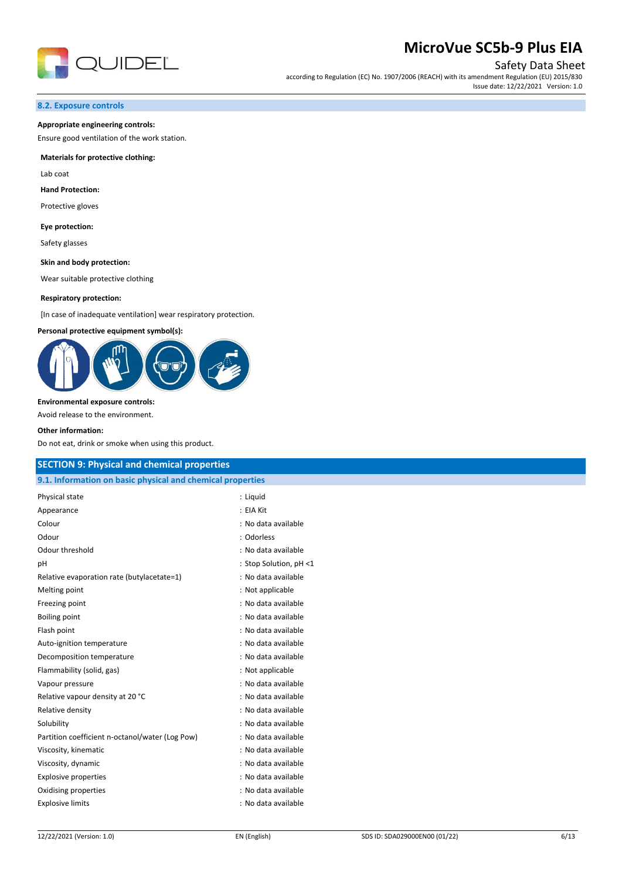### 8.2. Exposure controls

**Appropriate engineering controls:**

Ensure good ventilation of the work station.

**Materials for protective clothing:**

Lab coat

**Hand Protection:**

Protective gloves

**Eye protection:**

Safety glasses

**Skin and body protection:**

Wear suitable protective clothing

**Respiratory protection:**

[In case of inadequate ventilation] wear respiratory protection.

**Personal protective equipment symbol(s):**

**Environmental exposure controls:**

Avoid release to the environment.

**Other information:**

Do not eat, drink or smoke when using this product.

## SECTION 9: Physical and chemical properties

### 9.1. Information on basic physical and chemical properties

| | |
|---|---|
| Physical state | : Liquid |
| Appearance | : EIA Kit |
| Colour | : No data available |
| Odour | : Odorless |
| Odour threshold | : No data available |
| pH | : Stop Solution, pH <1 |
| Relative evaporation rate (butylacetate=1) | : No data available |
| Melting point | : Not applicable |
| Freezing point | : No data available |
| Boiling point | : No data available |
| Flash point | : No data available |
| Auto-ignition temperature | : No data available |
| Decomposition temperature | : No data available |
| Flammability (solid, gas) | : Not applicable |
| Vapour pressure | : No data available |
| Relative vapour density at 20 °C | : No data available |
| Relative density | : No data available |
| Solubility | : No data available |
| Partition coefficient n-octanol/water (Log Pow) | : No data available |
| Viscosity, kinematic | : No data available |
| Viscosity, dynamic | : No data available |
| Explosive properties | : No data available |
| Oxidising properties | : No data available |
| Explosive limits | : No data available |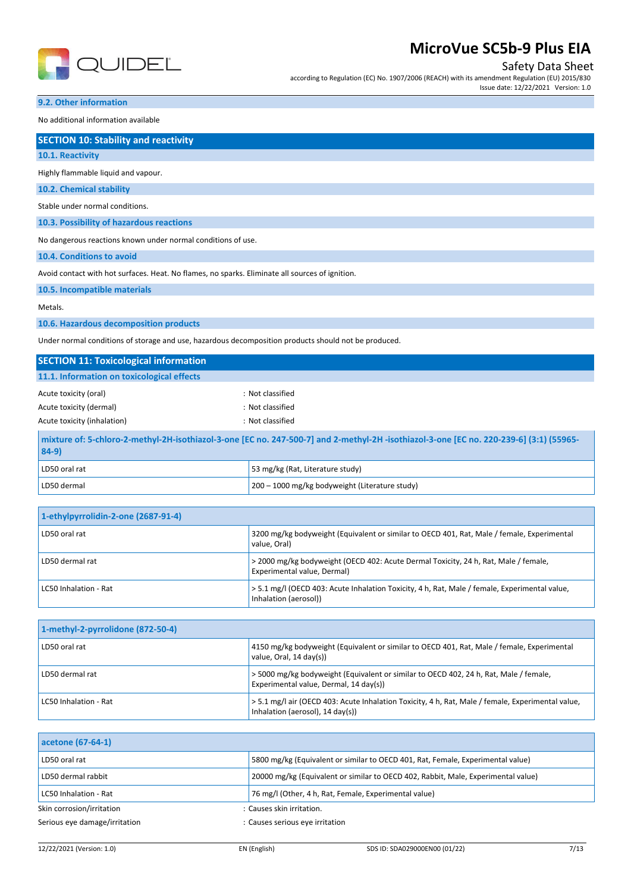### 9.2. Other information

No additional information available

## SECTION 10: Stability and reactivity

### 10.1. Reactivity

Highly flammable liquid and vapour.

### 10.2. Chemical stability

Stable under normal conditions.

### 10.3. Possibility of hazardous reactions

No dangerous reactions known under normal conditions of use.

### 10.4. Conditions to avoid

Avoid contact with hot surfaces. Heat. No flames, no sparks. Eliminate all sources of ignition.

### 10.5. Incompatible materials

Metals.

### 10.6. Hazardous decomposition products

Under normal conditions of storage and use, hazardous decomposition products should not be produced.

## SECTION 11: Toxicological information

### 11.1. Information on toxicological effects

Acute toxicity (oral) : Not classified

Acute toxicity (dermal) : Not classified

Acute toxicity (inhalation) : Not classified

| mixture of: 5-chloro-2-methyl-2H-isothiazol-3-one [EC no. 247-500-7] and 2-methyl-2H -isothiazol-3-one [EC no. 220-239-6] (3:1) (55965-84-9) | |
|---|---|
| LD50 oral rat | 53 mg/kg (Rat, Literature study) |
| LD50 dermal | 200 – 1000 mg/kg bodyweight (Literature study) |

| 1-ethylpyrrolidin-2-one (2687-91-4) | |
|---|---|
| LD50 oral rat | 3200 mg/kg bodyweight (Equivalent or similar to OECD 401, Rat, Male / female, Experimental value, Oral) |
| LD50 dermal rat | > 2000 mg/kg bodyweight (OECD 402: Acute Dermal Toxicity, 24 h, Rat, Male / female, Experimental value, Dermal) |
| LC50 Inhalation - Rat | > 5.1 mg/l (OECD 403: Acute Inhalation Toxicity, 4 h, Rat, Male / female, Experimental value, Inhalation (aerosol)) |

| 1-methyl-2-pyrrolidone (872-50-4) | |
|---|---|
| LD50 oral rat | 4150 mg/kg bodyweight (Equivalent or similar to OECD 401, Rat, Male / female, Experimental value, Oral, 14 day(s)) |
| LD50 dermal rat | > 5000 mg/kg bodyweight (Equivalent or similar to OECD 402, 24 h, Rat, Male / female, Experimental value, Dermal, 14 day(s)) |
| LC50 Inhalation - Rat | > 5.1 mg/l air (OECD 403: Acute Inhalation Toxicity, 4 h, Rat, Male / female, Experimental value, Inhalation (aerosol), 14 day(s)) |

| acetone (67-64-1) | |
|---|---|
| LD50 oral rat | 5800 mg/kg (Equivalent or similar to OECD 401, Rat, Female, Experimental value) |
| LD50 dermal rabbit | 20000 mg/kg (Equivalent or similar to OECD 402, Rabbit, Male, Experimental value) |
| LC50 Inhalation - Rat | 76 mg/l (Other, 4 h, Rat, Female, Experimental value) |

Skin corrosion/irritation : Causes skin irritation.

Serious eye damage/irritation : Causes serious eye irritation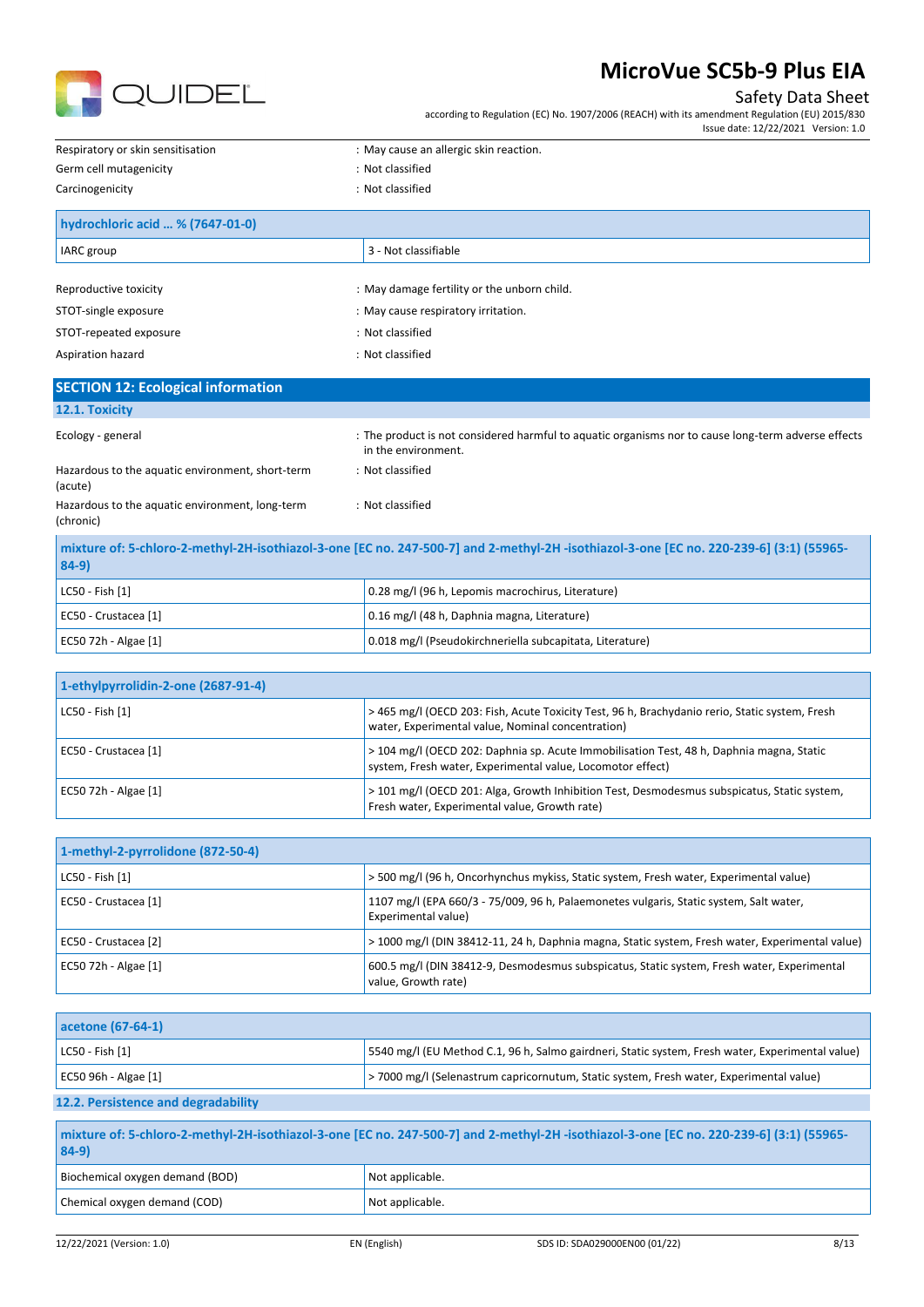| | |
|---|---|
| Respiratory or skin sensitisation | : May cause an allergic skin reaction. |
| Germ cell mutagenicity | : Not classified |
| Carcinogenicity | : Not classified |

| hydrochloric acid ... % (7647-01-0) | |
|---|---|
| IARC group | 3 - Not classifiable |

| | |
|---|---|
| Reproductive toxicity | : May damage fertility or the unborn child. |
| STOT-single exposure | : May cause respiratory irritation. |
| STOT-repeated exposure | : Not classified |
| Aspiration hazard | : Not classified |

## SECTION 12: Ecological information

### 12.1. Toxicity

| | |
|---|---|
| Ecology - general | : The product is not considered harmful to aquatic organisms nor to cause long-term adverse effects in the environment. |
| Hazardous to the aquatic environment, short-term (acute) | : Not classified |
| Hazardous to the aquatic environment, long-term (chronic) | : Not classified |

| mixture of: 5-chloro-2-methyl-2H-isothiazol-3-one [EC no. 247-500-7] and 2-methyl-2H -isothiazol-3-one [EC no. 220-239-6] (3:1) (55965-84-9) | |
|---|---|
| LC50 - Fish [1] | 0.28 mg/l (96 h, Lepomis macrochirus, Literature) |
| EC50 - Crustacea [1] | 0.16 mg/l (48 h, Daphnia magna, Literature) |
| EC50 72h - Algae [1] | 0.018 mg/l (Pseudokirchneriella subcapitata, Literature) |

| 1-ethylpyrrolidin-2-one (2687-91-4) | |
|---|---|
| LC50 - Fish [1] | > 465 mg/l (OECD 203: Fish, Acute Toxicity Test, 96 h, Brachydanio rerio, Static system, Fresh water, Experimental value, Nominal concentration) |
| EC50 - Crustacea [1] | > 104 mg/l (OECD 202: Daphnia sp. Acute Immobilisation Test, 48 h, Daphnia magna, Static system, Fresh water, Experimental value, Locomotor effect) |
| EC50 72h - Algae [1] | > 101 mg/l (OECD 201: Alga, Growth Inhibition Test, Desmodesmus subspicatus, Static system, Fresh water, Experimental value, Growth rate) |

| 1-methyl-2-pyrrolidone (872-50-4) | |
|---|---|
| LC50 - Fish [1] | > 500 mg/l (96 h, Oncorhynchus mykiss, Static system, Fresh water, Experimental value) |
| EC50 - Crustacea [1] | 1107 mg/l (EPA 660/3 - 75/009, 96 h, Palaemonetes vulgaris, Static system, Salt water, Experimental value) |
| EC50 - Crustacea [2] | > 1000 mg/l (DIN 38412-11, 24 h, Daphnia magna, Static system, Fresh water, Experimental value) |
| EC50 72h - Algae [1] | 600.5 mg/l (DIN 38412-9, Desmodesmus subspicatus, Static system, Fresh water, Experimental value, Growth rate) |

| acetone (67-64-1) | |
|---|---|
| LC50 - Fish [1] | 5540 mg/l (EU Method C.1, 96 h, Salmo gairdneri, Static system, Fresh water, Experimental value) |
| EC50 96h - Algae [1] | > 7000 mg/l (Selenastrum capricornutum, Static system, Fresh water, Experimental value) |

### 12.2. Persistence and degradability

| mixture of: 5-chloro-2-methyl-2H-isothiazol-3-one [EC no. 247-500-7] and 2-methyl-2H -isothiazol-3-one [EC no. 220-239-6] (3:1) (55965-84-9) | |
|---|---|
| Biochemical oxygen demand (BOD) | Not applicable. |
| Chemical oxygen demand (COD) | Not applicable. |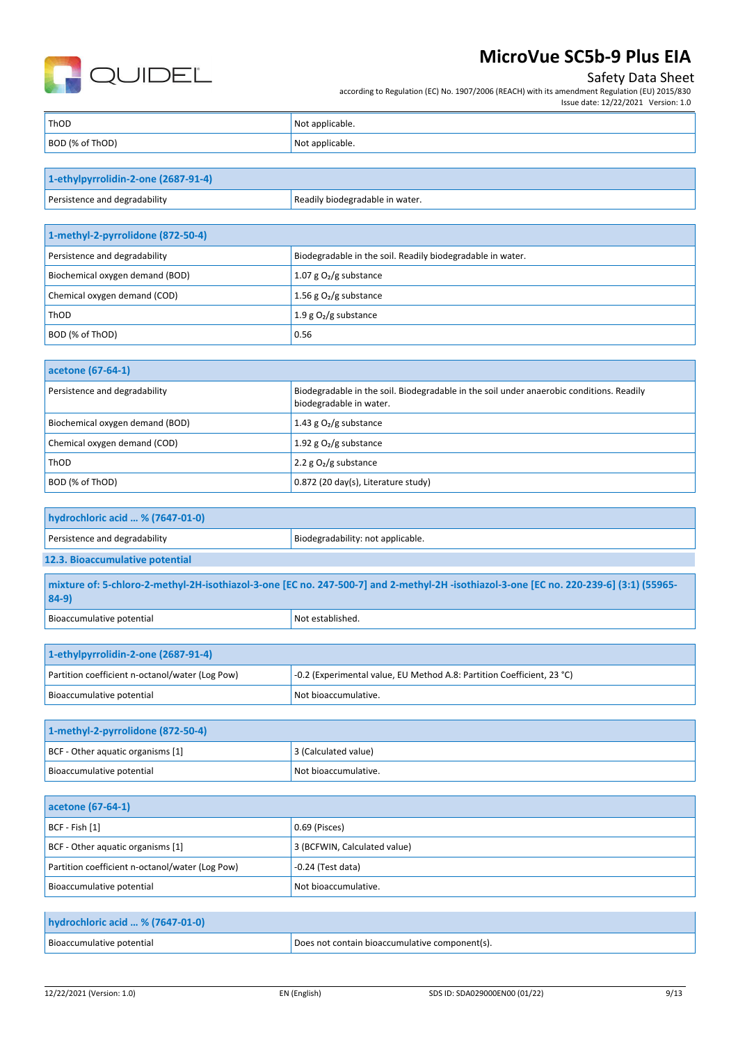| ThOD | Not applicable. |
|---|---|
| BOD (% of ThOD) | Not applicable. |

| 1-ethylpyrrolidin-2-one (2687-91-4) | |
|---|---|
| Persistence and degradability | Readily biodegradable in water. |

| 1-methyl-2-pyrrolidone (872-50-4) | |
|---|---|
| Persistence and degradability | Biodegradable in the soil. Readily biodegradable in water. |
| Biochemical oxygen demand (BOD) | 1.07 g $O_2$/g substance |
| Chemical oxygen demand (COD) | 1.56 g $O_2$/g substance |
| ThOD | 1.9 g $O_2$/g substance |
| BOD (% of ThOD) | 0.56 |

| acetone (67-64-1) | |
|---|---|
| Persistence and degradability | Biodegradable in the soil. Biodegradable in the soil under anaerobic conditions. Readily biodegradable in water. |
| Biochemical oxygen demand (BOD) | 1.43 g $O_2$/g substance |
| Chemical oxygen demand (COD) | 1.92 g $O_2$/g substance |
| ThOD | 2.2 g $O_2$/g substance |
| BOD (% of ThOD) | 0.872 (20 day(s), Literature study) |

| hydrochloric acid … % (7647-01-0) | |
|---|---|
| Persistence and degradability | Biodegradability: not applicable. |

### 12.3. Bioaccumulative potential

| mixture of: 5-chloro-2-methyl-2H-isothiazol-3-one [EC no. 247-500-7] and 2-methyl-2H -isothiazol-3-one [EC no. 220-239-6] (3:1) (55965-84-9) | |
|---|---|
| Bioaccumulative potential | Not established. |

| 1-ethylpyrrolidin-2-one (2687-91-4) | |
|---|---|
| Partition coefficient n-octanol/water (Log Pow) | -0.2 (Experimental value, EU Method A.8: Partition Coefficient, 23 °C) |
| Bioaccumulative potential | Not bioaccumulative. |

| 1-methyl-2-pyrrolidone (872-50-4) | |
|---|---|
| BCF - Other aquatic organisms [1] | 3 (Calculated value) |
| Bioaccumulative potential | Not bioaccumulative. |

| acetone (67-64-1) | |
|---|---|
| BCF - Fish [1] | 0.69 (Pisces) |
| BCF - Other aquatic organisms [1] | 3 (BCFWIN, Calculated value) |
| Partition coefficient n-octanol/water (Log Pow) | -0.24 (Test data) |
| Bioaccumulative potential | Not bioaccumulative. |

| hydrochloric acid … % (7647-01-0) | |
|---|---|
| Bioaccumulative potential | Does not contain bioaccumulative component(s). |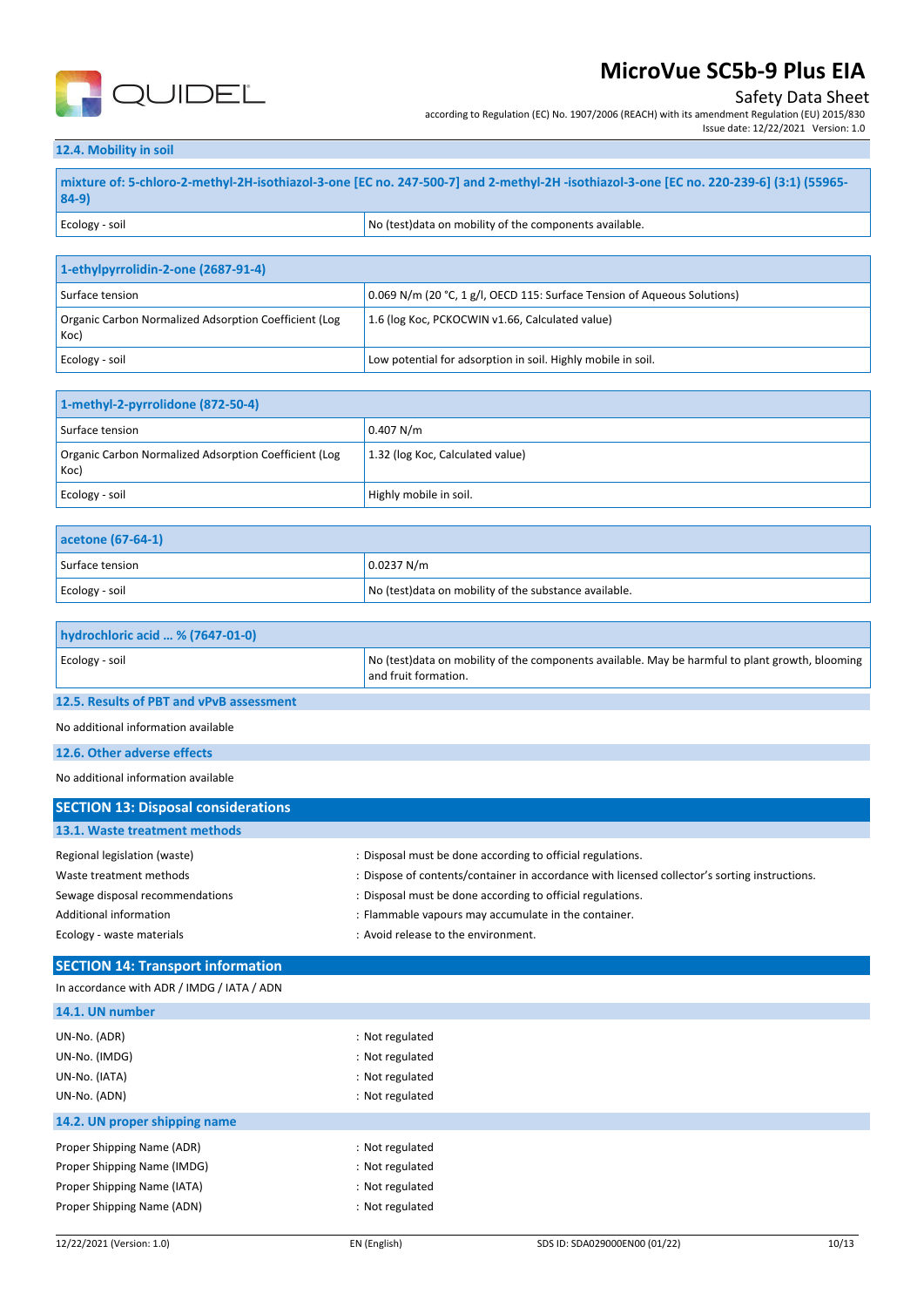### 12.4. Mobility in soil

| mixture of: 5-chloro-2-methyl-2H-isothiazol-3-one [EC no. 247-500-7] and 2-methyl-2H -isothiazol-3-one [EC no. 220-239-6] (3:1) (55965-84-9) | |
|---|---|
| Ecology - soil | No (test)data on mobility of the components available. |

| 1-ethylpyrrolidin-2-one (2687-91-4) | |
|---|---|
| Surface tension | 0.069 N/m (20 °C, 1 g/l, OECD 115: Surface Tension of Aqueous Solutions) |
| Organic Carbon Normalized Adsorption Coefficient (Log Koc) | 1.6 (log Koc, PCKOCWIN v1.66, Calculated value) |
| Ecology - soil | Low potential for adsorption in soil. Highly mobile in soil. |

| 1-methyl-2-pyrrolidone (872-50-4) | |
|---|---|
| Surface tension | 0.407 N/m |
| Organic Carbon Normalized Adsorption Coefficient (Log Koc) | 1.32 (log Koc, Calculated value) |
| Ecology - soil | Highly mobile in soil. |

| acetone (67-64-1) | |
|---|---|
| Surface tension | 0.0237 N/m |
| Ecology - soil | No (test)data on mobility of the substance available. |

| hydrochloric acid … % (7647-01-0) | |
|---|---|
| Ecology - soil | No (test)data on mobility of the components available. May be harmful to plant growth, blooming and fruit formation. |

### 12.5. Results of PBT and vPvB assessment

No additional information available

### 12.6. Other adverse effects

No additional information available

## SECTION 13: Disposal considerations

### 13.1. Waste treatment methods

Regional legislation (waste) : Disposal must be done according to official regulations.

Waste treatment methods : Dispose of contents/container in accordance with licensed collector's sorting instructions.

Sewage disposal recommendations : Disposal must be done according to official regulations.

Additional information : Flammable vapours may accumulate in the container.

Ecology - waste materials : Avoid release to the environment.

## SECTION 14: Transport information

In accordance with ADR / IMDG / IATA / ADN

### 14.1. UN number

UN-No. (ADR) : Not regulated

UN-No. (IMDG) : Not regulated

UN-No. (IATA) : Not regulated

UN-No. (ADN) : Not regulated

### 14.2. UN proper shipping name

Proper Shipping Name (ADR) : Not regulated

Proper Shipping Name (IMDG) : Not regulated

Proper Shipping Name (IATA) : Not regulated

Proper Shipping Name (ADN) : Not regulated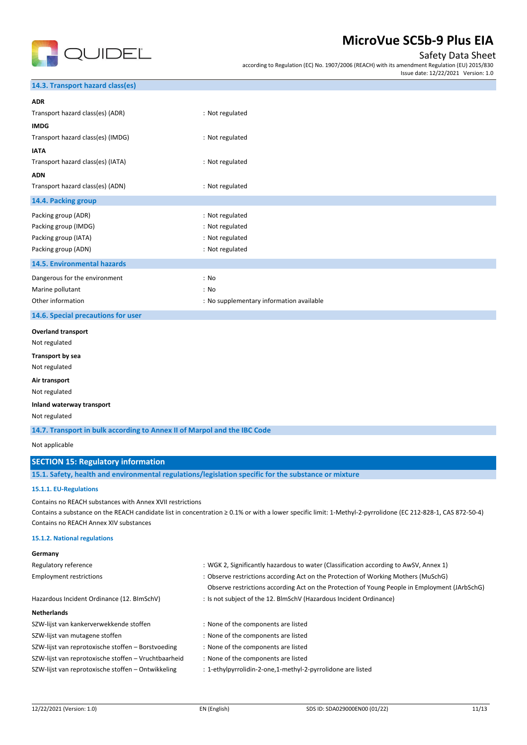### 14.3. Transport hazard class(es)

**ADR**

| | |
|---|---|
| Transport hazard class(es) (ADR) | : Not regulated |

**IMDG**

| | |
|---|---|
| Transport hazard class(es) (IMDG) | : Not regulated |

**IATA**

| | |
|---|---|
| Transport hazard class(es) (IATA) | : Not regulated |

**ADN**

| | |
|---|---|
| Transport hazard class(es) (ADN) | : Not regulated |

### 14.4. Packing group

| | |
|---|---|
| Packing group (ADR) | : Not regulated |
| Packing group (IMDG) | : Not regulated |
| Packing group (IATA) | : Not regulated |
| Packing group (ADN) | : Not regulated |

### 14.5. Environmental hazards

| | |
|---|---|
| Dangerous for the environment | : No |
| Marine pollutant | : No |
| Other information | : No supplementary information available |

### 14.6. Special precautions for user

**Overland transport**

Not regulated

**Transport by sea**

Not regulated

**Air transport**

Not regulated

**Inland waterway transport**

Not regulated

### 14.7. Transport in bulk according to Annex II of Marpol and the IBC Code

Not applicable

## SECTION 15: Regulatory information

### 15.1. Safety, health and environmental regulations/legislation specific for the substance or mixture

#### 15.1.1. EU-Regulations

Contains no REACH substances with Annex XVII restrictions

Contains a substance on the REACH candidate list in concentration ≥ 0.1% or with a lower specific limit: 1-Methyl-2-pyrrolidone (EC 212-828-1, CAS 872-50-4)

Contains no REACH Annex XIV substances

#### 15.1.2. National regulations

**Germany**

| | |
|---|---|
| Regulatory reference | : WGK 2, Significantly hazardous to water (Classification according to AwSV, Annex 1) |
| Employment restrictions | : Observe restrictions according Act on the Protection of Working Mothers (MuSchG)<br>Observe restrictions according Act on the Protection of Young People in Employment (JArbSchG) |
| Hazardous Incident Ordinance (12. BImSchV) | : Is not subject of the 12. BlmSchV (Hazardous Incident Ordinance) |

**Netherlands**

| | |
|---|---|
| SZW-lijst van kankerverwekkende stoffen | : None of the components are listed |
| SZW-lijst van mutagene stoffen | : None of the components are listed |
| SZW-lijst van reprotoxische stoffen – Borstvoeding | : None of the components are listed |
| SZW-lijst van reprotoxische stoffen – Vruchtbaarheid | : None of the components are listed |
| SZW-lijst van reprotoxische stoffen – Ontwikkeling | : 1-ethylpyrrolidin-2-one,1-methyl-2-pyrrolidone are listed |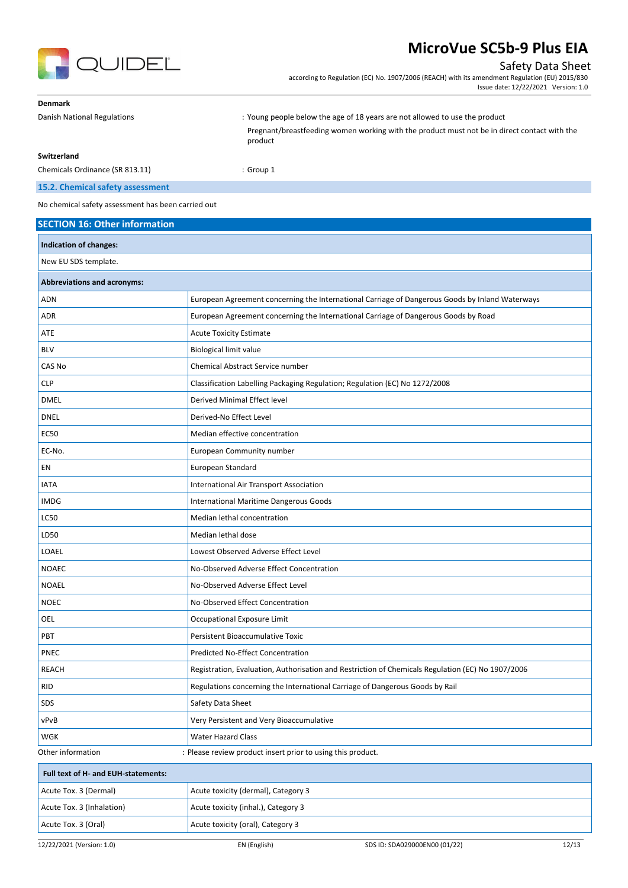**Denmark**

Danish National Regulations : Young people below the age of 18 years are not allowed to use the product

Pregnant/breastfeeding women working with the product must not be in direct contact with the product

**Switzerland**

Chemicals Ordinance (SR 813.11) : Group 1

### 15.2. Chemical safety assessment

No chemical safety assessment has been carried out

## SECTION 16: Other information

| Indication of changes: |
|---|
| New EU SDS template. |

| Abbreviations and acronyms: | |
|---|---|
| ADN | European Agreement concerning the International Carriage of Dangerous Goods by Inland Waterways |
| ADR | European Agreement concerning the International Carriage of Dangerous Goods by Road |
| ATE | Acute Toxicity Estimate |
| BLV | Biological limit value |
| CAS No | Chemical Abstract Service number |
| CLP | Classification Labelling Packaging Regulation; Regulation (EC) No 1272/2008 |
| DMEL | Derived Minimal Effect level |
| DNEL | Derived-No Effect Level |
| EC50 | Median effective concentration |
| EC-No. | European Community number |
| EN | European Standard |
| IATA | International Air Transport Association |
| IMDG | International Maritime Dangerous Goods |
| LC50 | Median lethal concentration |
| LD50 | Median lethal dose |
| LOAEL | Lowest Observed Adverse Effect Level |
| NOAEC | No-Observed Adverse Effect Concentration |
| NOAEL | No-Observed Adverse Effect Level |
| NOEC | No-Observed Effect Concentration |
| OEL | Occupational Exposure Limit |
| PBT | Persistent Bioaccumulative Toxic |
| PNEC | Predicted No-Effect Concentration |
| REACH | Registration, Evaluation, Authorisation and Restriction of Chemicals Regulation (EC) No 1907/2006 |
| RID | Regulations concerning the International Carriage of Dangerous Goods by Rail |
| SDS | Safety Data Sheet |
| vPvB | Very Persistent and Very Bioaccumulative |
| WGK | Water Hazard Class |

Other information : Please review product insert prior to using this product.

| Full text of H- and EUH-statements: | |
|---|---|
| Acute Tox. 3 (Dermal) | Acute toxicity (dermal), Category 3 |
| Acute Tox. 3 (Inhalation) | Acute toxicity (inhal.), Category 3 |
| Acute Tox. 3 (Oral) | Acute toxicity (oral), Category 3 |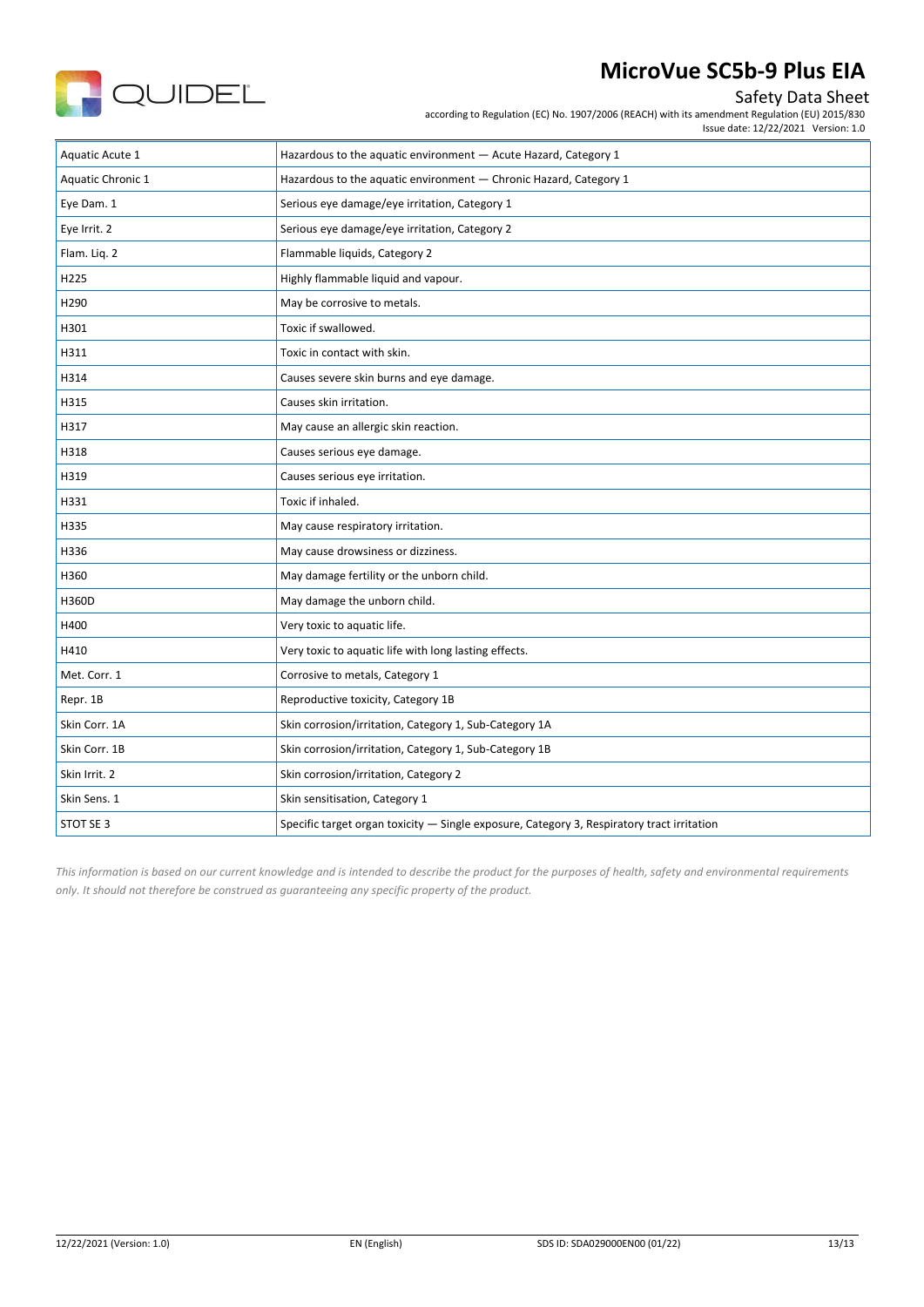| | |
|---|---|
| Aquatic Acute 1 | Hazardous to the aquatic environment — Acute Hazard, Category 1 |
| Aquatic Chronic 1 | Hazardous to the aquatic environment — Chronic Hazard, Category 1 |
| Eye Dam. 1 | Serious eye damage/eye irritation, Category 1 |
| Eye Irrit. 2 | Serious eye damage/eye irritation, Category 2 |
| Flam. Liq. 2 | Flammable liquids, Category 2 |
| H225 | Highly flammable liquid and vapour. |
| H290 | May be corrosive to metals. |
| H301 | Toxic if swallowed. |
| H311 | Toxic in contact with skin. |
| H314 | Causes severe skin burns and eye damage. |
| H315 | Causes skin irritation. |
| H317 | May cause an allergic skin reaction. |
| H318 | Causes serious eye damage. |
| H319 | Causes serious eye irritation. |
| H331 | Toxic if inhaled. |
| H335 | May cause respiratory irritation. |
| H336 | May cause drowsiness or dizziness. |
| H360 | May damage fertility or the unborn child. |
| H360D | May damage the unborn child. |
| H400 | Very toxic to aquatic life. |
| H410 | Very toxic to aquatic life with long lasting effects. |
| Met. Corr. 1 | Corrosive to metals, Category 1 |
| Repr. 1B | Reproductive toxicity, Category 1B |
| Skin Corr. 1A | Skin corrosion/irritation, Category 1, Sub-Category 1A |
| Skin Corr. 1B | Skin corrosion/irritation, Category 1, Sub-Category 1B |
| Skin Irrit. 2 | Skin corrosion/irritation, Category 2 |
| Skin Sens. 1 | Skin sensitisation, Category 1 |
| STOT SE 3 | Specific target organ toxicity — Single exposure, Category 3, Respiratory tract irritation |

*This information is based on our current knowledge and is intended to describe the product for the purposes of health, safety and environmental requirements only. It should not therefore be construed as guaranteeing any specific property of the product.*